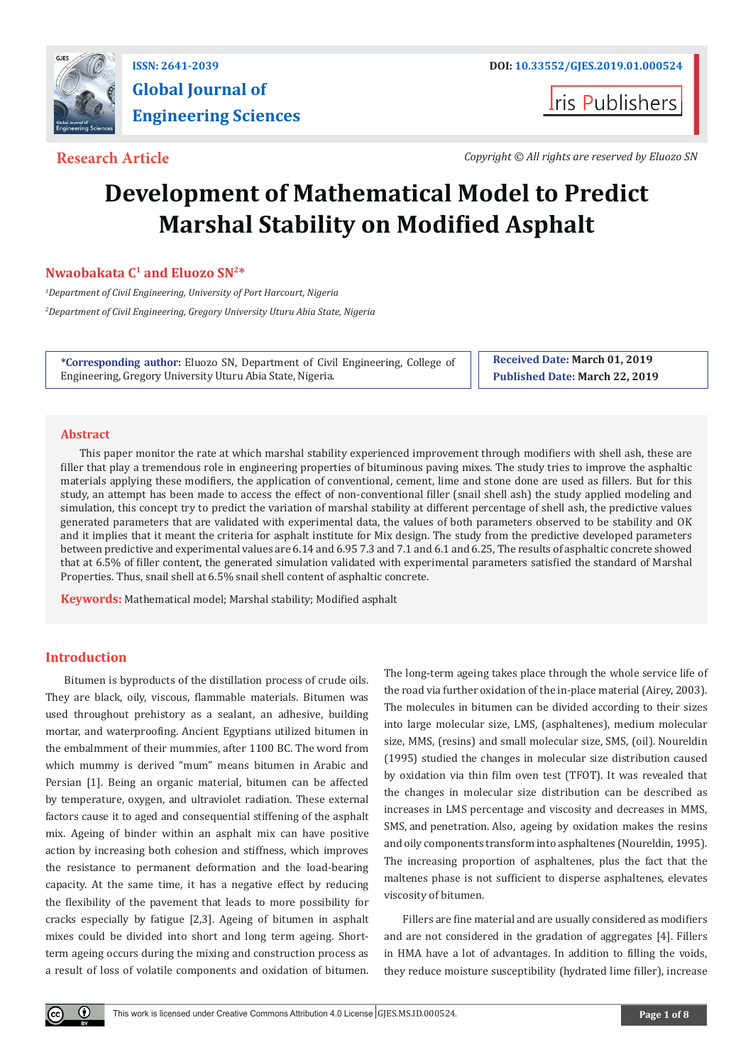ISSN: 2641-2039

DOI: 10.33552/GJES.2019.01.000524

**Global Journal of Engineering Sciences**

Iris Publishers

**Research Article**

*Copyright © All rights are reserved by Eluozo SN*

# Development of Mathematical Model to Predict Marshal Stability on Modified Asphalt

**Nwaobakata C[1] and Eluozo SN[2]***

[1]*Department of Civil Engineering, University of Port Harcourt, Nigeria*

[2]*Department of Civil Engineering, Gregory University Uturu Abia State, Nigeria*

**\*Corresponding author:** Eluozo SN, Department of Civil Engineering, College of Engineering, Gregory University Uturu Abia State, Nigeria.

**Received Date:** March 01, 2019

**Published Date:** March 22, 2019

## Abstract

This paper monitor the rate at which marshal stability experienced improvement through modifiers with shell ash, these are filler that play a tremendous role in engineering properties of bituminous paving mixes. The study tries to improve the asphaltic materials applying these modifiers, the application of conventional, cement, lime and stone done are used as fillers. But for this study, an attempt has been made to access the effect of non-conventional filler (snail shell ash) the study applied modeling and simulation, this concept try to predict the variation of marshal stability at different percentage of shell ash, the predictive values generated parameters that are validated with experimental data, the values of both parameters observed to be stability and OK and it implies that it meant the criteria for asphalt institute for Mix design. The study from the predictive developed parameters between predictive and experimental values are 6.14 and 6.95 7.3 and 7.1 and 6.1 and 6.25, The results of asphaltic concrete showed that at 6.5% of filler content, the generated simulation validated with experimental parameters satisfied the standard of Marshal Properties. Thus, snail shell at 6.5% snail shell content of asphaltic concrete.

**Keywords:** Mathematical model; Marshal stability; Modified asphalt

## Introduction

Bitumen is byproducts of the distillation process of crude oils. They are black, oily, viscous, flammable materials. Bitumen was used throughout prehistory as a sealant, an adhesive, building mortar, and waterproofing. Ancient Egyptians utilized bitumen in the embalmment of their mummies, after 1100 BC. The word from which mummy is derived "mum" means bitumen in Arabic and Persian [1]. Being an organic material, bitumen can be affected by temperature, oxygen, and ultraviolet radiation. These external factors cause it to aged and consequential stiffening of the asphalt mix. Ageing of binder within an asphalt mix can have positive action by increasing both cohesion and stiffness, which improves the resistance to permanent deformation and the load-bearing capacity. At the same time, it has a negative effect by reducing the flexibility of the pavement that leads to more possibility for cracks especially by fatigue [2,3]. Ageing of bitumen in asphalt mixes could be divided into short and long term ageing. Short-term ageing occurs during the mixing and construction process as a result of loss of volatile components and oxidation of bitumen. The long-term ageing takes place through the whole service life of the road via further oxidation of the in-place material (Airey, 2003). The molecules in bitumen can be divided according to their sizes into large molecular size, LMS, (asphaltenes), medium molecular size, MMS, (resins) and small molecular size, SMS, (oil). Noureldin (1995) studied the changes in molecular size distribution caused by oxidation via thin film oven test (TFOT). It was revealed that the changes in molecular size distribution can be described as increases in LMS percentage and viscosity and decreases in MMS, SMS, and penetration. Also, ageing by oxidation makes the resins and oily components transform into asphaltenes (Noureldin, 1995). The increasing proportion of asphaltenes, plus the fact that the maltenes phase is not sufficient to disperse asphaltenes, elevates viscosity of bitumen.

Fillers are fine material and are usually considered as modifiers and are not considered in the gradation of aggregates [4]. Fillers in HMA have a lot of advantages. In addition to filling the voids, they reduce moisture susceptibility (hydrated lime filler), increase

This work is licensed under Creative Commons Attribution 4.0 License GJES.MS.ID.000524.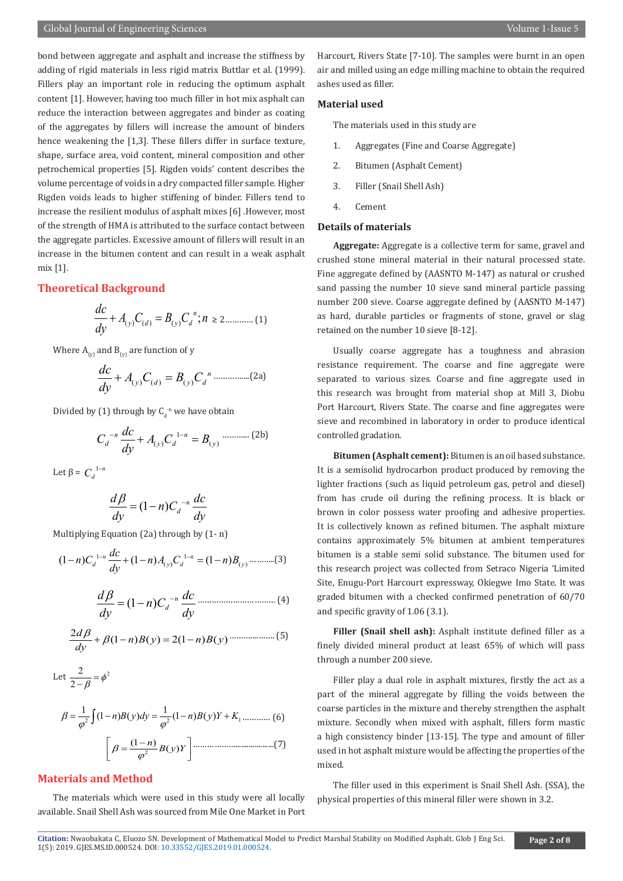bond between aggregate and asphalt and increase the stiffness by adding of rigid materials in less rigid matrix Buttlar et al. (1999). Fillers play an important role in reducing the optimum asphalt content [1]. However, having too much filler in hot mix asphalt can reduce the interaction between aggregates and binder as coating of the aggregates by fillers will increase the amount of binders hence weakening the [1,3]. These fillers differ in surface texture, shape, surface area, void content, mineral composition and other petrochemical properties [5]. Rigden voids' content describes the volume percentage of voids in a dry compacted filler sample. Higher Rigden voids leads to higher stiffening of binder. Fillers tend to increase the resilient modulus of asphalt mixes [6] .However, most of the strength of HMA is attributed to the surface contact between the aggregate particles. Excessive amount of fillers will result in an increase in the bitumen content and can result in a weak asphalt mix [1].

## Theoretical Background

$$\frac{dc}{dy} + A_{(y)}C_{(d)} = B_{(y)}C_d^{\ n}; n \geq 2 \text{............ (1)}$$

Where $A_{(y)}$ and $B_{(y)}$ are function of y

$$\frac{dc}{dy} + A_{(y)}C_{(d)} = B_{(y)}C_d^{\ n} \text{................(2a)}$$

Divided by (1) through by $C_d^{-n}$ we have obtain

$$C_d^{\ -n}\frac{dc}{dy} + A_{(y)}C_d^{\ 1-n} = B_{(y)} \text{........... (2b)}$$

Let $\beta = C_d^{\ 1-n}$

$$\frac{d\beta}{dy} = (1-n)C_d^{\ -n}\frac{dc}{dy}$$

Multiplying Equation (2a) through by (1- n)

$$(1-n)C_d^{\ 1-n}\frac{dc}{dy} + (1-n)A_{(y)}C_d^{\ 1-n} = (1-n)B_{(y)} \text{..........(3)}$$

$$\frac{d\beta}{dy} = (1-n)C_d^{\ -n}\frac{dc}{dy} \text{................................ (4)}$$

$$\frac{2d\beta}{dy} + \beta(1-n)B(y) = 2(1-n)B(y) \text{.................... (5)}$$

Let $\frac{2}{2-\beta} = \phi^2$

$$\beta = \frac{1}{\varphi^2}\int(1-n)B(y)dy = \frac{1}{\varphi^2}(1-n)B(y)Y + K_1 \text{............ (6)}$$

$$\left[\beta = \frac{(1-n)}{\varphi^2}B(y)Y\right] \text{.....................................(7)}$$

## Materials and Method

The materials which were used in this study were all locally available. Snail Shell Ash was sourced from Mile One Market in Port Harcourt, Rivers State [7-10]. The samples were burnt in an open air and milled using an edge milling machine to obtain the required ashes used as filler.

### Material used

The materials used in this study are

1. Aggregates (Fine and Coarse Aggregate)
2. Bitumen (Asphalt Cement)
3. Filler (Snail Shell Ash)
4. Cement

### Details of materials

**Aggregate:** Aggregate is a collective term for same, gravel and crushed stone mineral material in their natural processed state. Fine aggregate defined by (AASNTO M-147) as natural or crushed sand passing the number 10 sieve sand mineral particle passing number 200 sieve. Coarse aggregate defined by (AASNTO M-147) as hard, durable particles or fragments of stone, gravel or slag retained on the number 10 sieve [8-12].

Usually coarse aggregate has a toughness and abrasion resistance requirement. The coarse and fine aggregate were separated to various sizes. Coarse and fine aggregate used in this research was brought from material shop at Mill 3, Diobu Port Harcourt, Rivers State. The coarse and fine aggregates were sieve and recombined in laboratory in order to produce identical controlled gradation.

**Bitumen (Asphalt cement):** Bitumen is an oil based substance. It is a semisolid hydrocarbon product produced by removing the lighter fractions (such as liquid petroleum gas, petrol and diesel) from has crude oil during the refining process. It is black or brown in color possess water proofing and adhesive properties. It is collectively known as refined bitumen. The asphalt mixture contains approximately 5% bitumen at ambient temperatures bitumen is a stable semi solid substance. The bitumen used for this research project was collected from Setraco Nigeria 'Limited Site, Enugu-Port Harcourt expressway, Okiegwe Imo State. It was graded bitumen with a checked confirmed penetration of 60/70 and specific gravity of 1.06 (3.1).

**Filler (Snail shell ash):** Asphalt institute defined filler as a finely divided mineral product at least 65% of which will pass through a number 200 sieve.

Filler play a dual role in asphalt mixtures, firstly the act as a part of the mineral aggregate by filling the voids between the coarse particles in the mixture and thereby strengthen the asphalt mixture. Secondly when mixed with asphalt, fillers form mastic a high consistency binder [13-15]. The type and amount of filler used in hot asphalt mixture would be affecting the properties of the mixed.

The filler used in this experiment is Snail Shell Ash. (SSA), the physical properties of this mineral filler were shown in 3.2.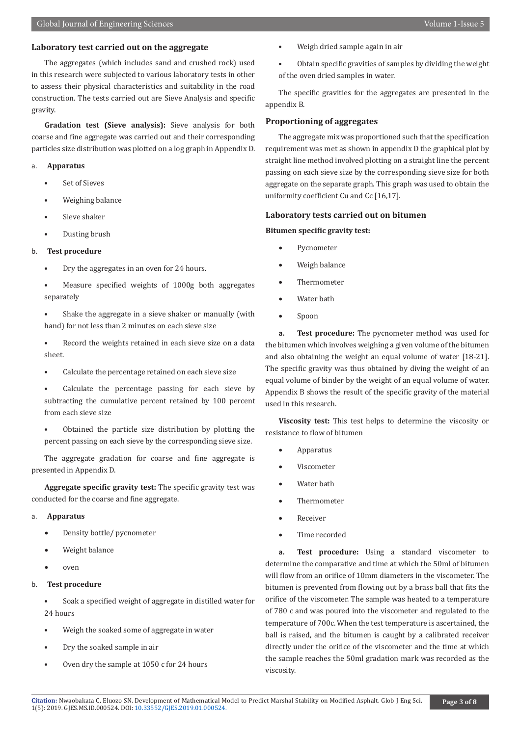### Laboratory test carried out on the aggregate

The aggregates (which includes sand and crushed rock) used in this research were subjected to various laboratory tests in other to assess their physical characteristics and suitability in the road construction. The tests carried out are Sieve Analysis and specific gravity.

**Gradation test (Sieve analysis):** Sieve analysis for both coarse and fine aggregate was carried out and their corresponding particles size distribution was plotted on a log graph in Appendix D.

a. **Apparatus**

- Set of Sieves
- Weighing balance
- Sieve shaker
- Dusting brush

b. **Test procedure**

- Dry the aggregates in an oven for 24 hours.
- Measure specified weights of 1000g both aggregates separately
- Shake the aggregate in a sieve shaker or manually (with hand) for not less than 2 minutes on each sieve size
- Record the weights retained in each sieve size on a data sheet.
- Calculate the percentage retained on each sieve size
- Calculate the percentage passing for each sieve by subtracting the cumulative percent retained by 100 percent from each sieve size
- Obtained the particle size distribution by plotting the percent passing on each sieve by the corresponding sieve size.

The aggregate gradation for coarse and fine aggregate is presented in Appendix D.

**Aggregate specific gravity test:** The specific gravity test was conducted for the coarse and fine aggregate.

a. **Apparatus**

- Density bottle/ pycnometer
- Weight balance
- oven

b. **Test procedure**

- Soak a specified weight of aggregate in distilled water for 24 hours
- Weigh the soaked some of aggregate in water
- Dry the soaked sample in air
- Oven dry the sample at 1050 c for 24 hours
- Weigh dried sample again in air
- Obtain specific gravities of samples by dividing the weight of the oven dried samples in water.

The specific gravities for the aggregates are presented in the appendix B.

### Proportioning of aggregates

The aggregate mix was proportioned such that the specification requirement was met as shown in appendix D the graphical plot by straight line method involved plotting on a straight line the percent passing on each sieve size by the corresponding sieve size for both aggregate on the separate graph. This graph was used to obtain the uniformity coefficient Cu and Cc [16,17].

### Laboratory tests carried out on bitumen

**Bitumen specific gravity test:**

- Pycnometer
- Weigh balance
- Thermometer
- Water bath
- Spoon

a. **Test procedure:** The pycnometer method was used for the bitumen which involves weighing a given volume of the bitumen and also obtaining the weight an equal volume of water [18-21]. The specific gravity was thus obtained by diving the weight of an equal volume of binder by the weight of an equal volume of water. Appendix B shows the result of the specific gravity of the material used in this research.

**Viscosity test:** This test helps to determine the viscosity or resistance to flow of bitumen

- Apparatus
- Viscometer
- Water bath
- Thermometer
- Receiver
- Time recorded

a. **Test procedure:** Using a standard viscometer to determine the comparative and time at which the 50ml of bitumen will flow from an orifice of 10mm diameters in the viscometer. The bitumen is prevented from flowing out by a brass ball that fits the orifice of the viscometer. The sample was heated to a temperature of 780 c and was poured into the viscometer and regulated to the temperature of 700c. When the test temperature is ascertained, the ball is raised, and the bitumen is caught by a calibrated receiver directly under the orifice of the viscometer and the time at which the sample reaches the 50ml gradation mark was recorded as the viscosity.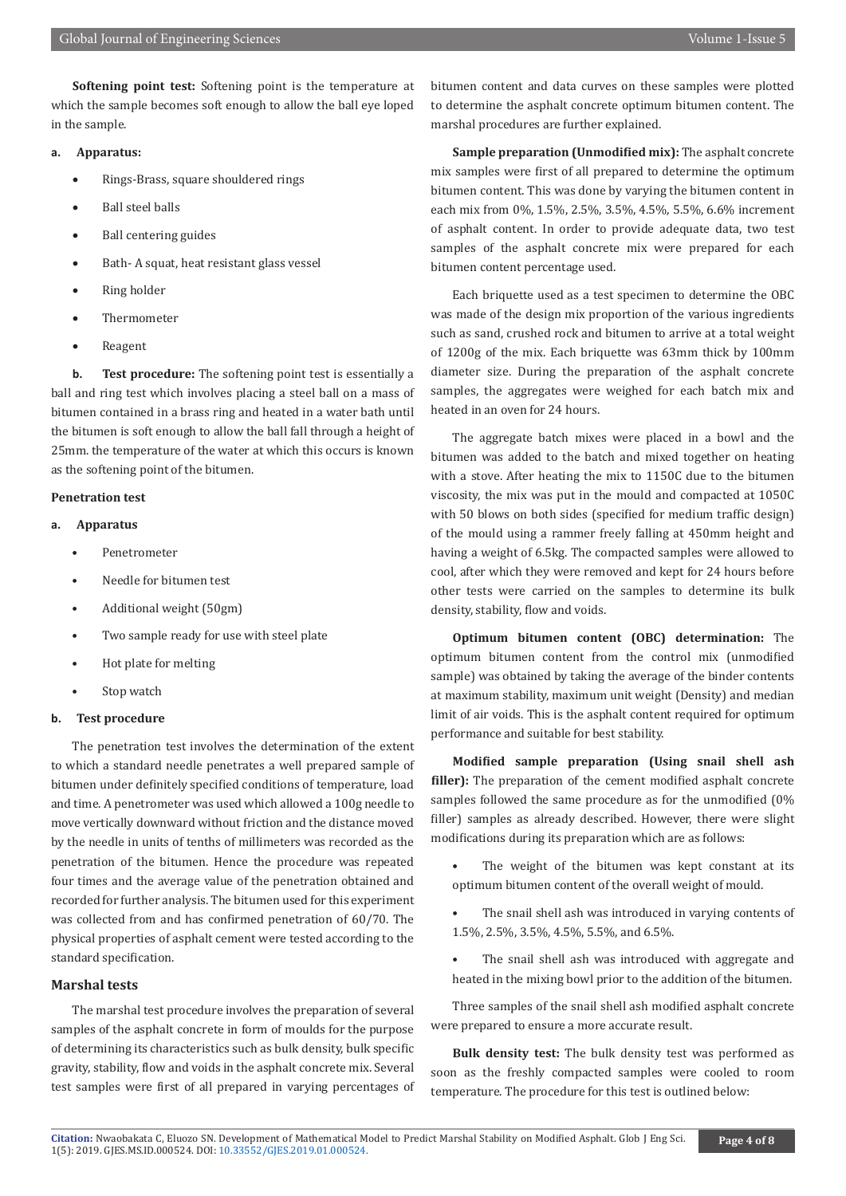**Softening point test:** Softening point is the temperature at which the sample becomes soft enough to allow the ball eye loped in the sample.

**a. Apparatus:**

- Rings-Brass, square shouldered rings
- Ball steel balls
- Ball centering guides
- Bath- A squat, heat resistant glass vessel
- Ring holder
- Thermometer
- Reagent

**b. Test procedure:** The softening point test is essentially a ball and ring test which involves placing a steel ball on a mass of bitumen contained in a brass ring and heated in a water bath until the bitumen is soft enough to allow the ball fall through a height of 25mm. the temperature of the water at which this occurs is known as the softening point of the bitumen.

**Penetration test**

**a. Apparatus**

- Penetrometer
- Needle for bitumen test
- Additional weight (50gm)
- Two sample ready for use with steel plate
- Hot plate for melting
- Stop watch

**b. Test procedure**

The penetration test involves the determination of the extent to which a standard needle penetrates a well prepared sample of bitumen under definitely specified conditions of temperature, load and time. A penetrometer was used which allowed a 100g needle to move vertically downward without friction and the distance moved by the needle in units of tenths of millimeters was recorded as the penetration of the bitumen. Hence the procedure was repeated four times and the average value of the penetration obtained and recorded for further analysis. The bitumen used for this experiment was collected from and has confirmed penetration of 60/70. The physical properties of asphalt cement were tested according to the standard specification.

## Marshal tests

The marshal test procedure involves the preparation of several samples of the asphalt concrete in form of moulds for the purpose of determining its characteristics such as bulk density, bulk specific gravity, stability, flow and voids in the asphalt concrete mix. Several test samples were first of all prepared in varying percentages of bitumen content and data curves on these samples were plotted to determine the asphalt concrete optimum bitumen content. The marshal procedures are further explained.

**Sample preparation (Unmodified mix):** The asphalt concrete mix samples were first of all prepared to determine the optimum bitumen content. This was done by varying the bitumen content in each mix from 0%, 1.5%, 2.5%, 3.5%, 4.5%, 5.5%, 6.6% increment of asphalt content. In order to provide adequate data, two test samples of the asphalt concrete mix were prepared for each bitumen content percentage used.

Each briquette used as a test specimen to determine the OBC was made of the design mix proportion of the various ingredients such as sand, crushed rock and bitumen to arrive at a total weight of 1200g of the mix. Each briquette was 63mm thick by 100mm diameter size. During the preparation of the asphalt concrete samples, the aggregates were weighed for each batch mix and heated in an oven for 24 hours.

The aggregate batch mixes were placed in a bowl and the bitumen was added to the batch and mixed together on heating with a stove. After heating the mix to 1150C due to the bitumen viscosity, the mix was put in the mould and compacted at 1050C with 50 blows on both sides (specified for medium traffic design) of the mould using a rammer freely falling at 450mm height and having a weight of 6.5kg. The compacted samples were allowed to cool, after which they were removed and kept for 24 hours before other tests were carried on the samples to determine its bulk density, stability, flow and voids.

**Optimum bitumen content (OBC) determination:** The optimum bitumen content from the control mix (unmodified sample) was obtained by taking the average of the binder contents at maximum stability, maximum unit weight (Density) and median limit of air voids. This is the asphalt content required for optimum performance and suitable for best stability.

**Modified sample preparation (Using snail shell ash filler):** The preparation of the cement modified asphalt concrete samples followed the same procedure as for the unmodified (0% filler) samples as already described. However, there were slight modifications during its preparation which are as follows:

- The weight of the bitumen was kept constant at its optimum bitumen content of the overall weight of mould.
- The snail shell ash was introduced in varying contents of 1.5%, 2.5%, 3.5%, 4.5%, 5.5%, and 6.5%.
- The snail shell ash was introduced with aggregate and heated in the mixing bowl prior to the addition of the bitumen.

Three samples of the snail shell ash modified asphalt concrete were prepared to ensure a more accurate result.

**Bulk density test:** The bulk density test was performed as soon as the freshly compacted samples were cooled to room temperature. The procedure for this test is outlined below: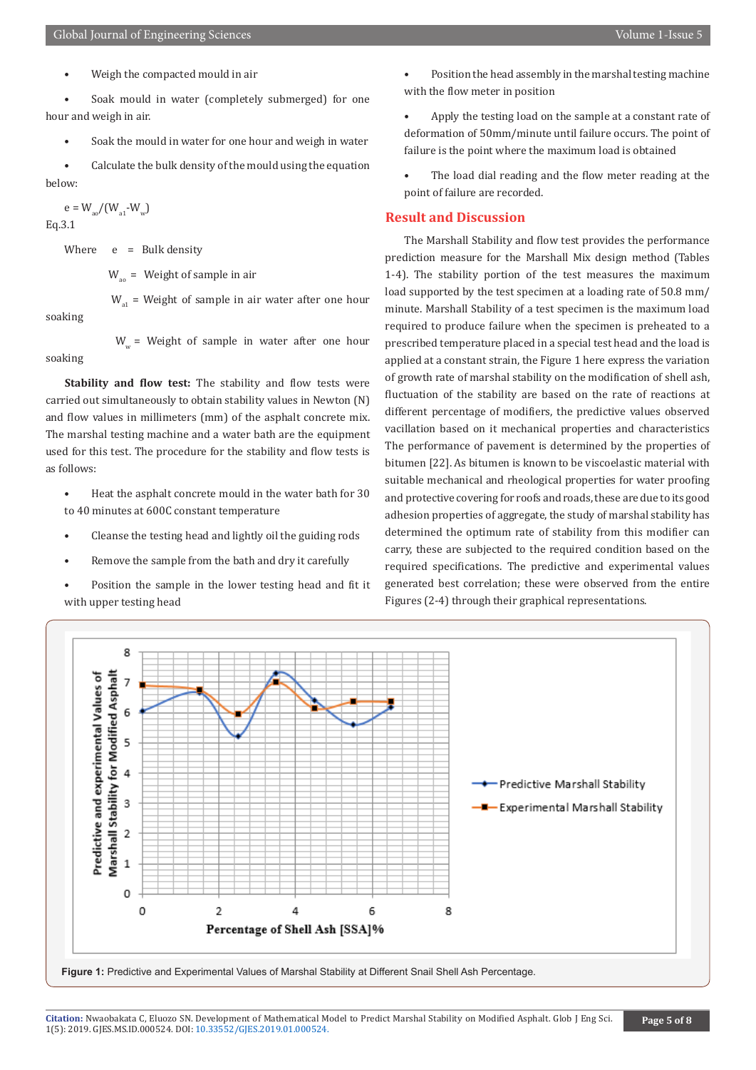- Weigh the compacted mould in air
- Soak mould in water (completely submerged) for one hour and weigh in air.
- Soak the mould in water for one hour and weigh in water
- Calculate the bulk density of the mould using the equation below:

$e = W_{ao}/(W_{a1}-W_w)$

Eq.3.1

Where $e$ = Bulk density

$W_{ao}$ = Weight of sample in air

$W_{a1}$ = Weight of sample in air water after one hour soaking

$W_w$ = Weight of sample in water after one hour soaking

**Stability and flow test:** The stability and flow tests were carried out simultaneously to obtain stability values in Newton (N) and flow values in millimeters (mm) of the asphalt concrete mix. The marshal testing machine and a water bath are the equipment used for this test. The procedure for the stability and flow tests is as follows:

- Heat the asphalt concrete mould in the water bath for 30 to 40 minutes at 600C constant temperature
- Cleanse the testing head and lightly oil the guiding rods
- Remove the sample from the bath and dry it carefully
- Position the sample in the lower testing head and fit it with upper testing head
- Position the head assembly in the marshal testing machine with the flow meter in position
- Apply the testing load on the sample at a constant rate of deformation of 50mm/minute until failure occurs. The point of failure is the point where the maximum load is obtained
- The load dial reading and the flow meter reading at the point of failure are recorded.

## Result and Discussion

The Marshall Stability and flow test provides the performance prediction measure for the Marshall Mix design method (Tables 1-4). The stability portion of the test measures the maximum load supported by the test specimen at a loading rate of 50.8 mm/minute. Marshall Stability of a test specimen is the maximum load required to produce failure when the specimen is preheated to a prescribed temperature placed in a special test head and the load is applied at a constant strain, the Figure 1 here express the variation of growth rate of marshal stability on the modification of shell ash, fluctuation of the stability are based on the rate of reactions at different percentage of modifiers, the predictive values observed vacillation based on it mechanical properties and characteristics The performance of pavement is determined by the properties of bitumen [22]. As bitumen is known to be viscoelastic material with suitable mechanical and rheological properties for water proofing and protective covering for roofs and roads, these are due to its good adhesion properties of aggregate, the study of marshal stability has determined the optimum rate of stability from this modifier can carry, these are subjected to the required condition based on the required specifications. The predictive and experimental values generated best correlation; these were observed from the entire Figures (2-4) through their graphical representations.

**Figure 1:** Predictive and Experimental Values of Marshal Stability at Different Snail Shell Ash Percentage.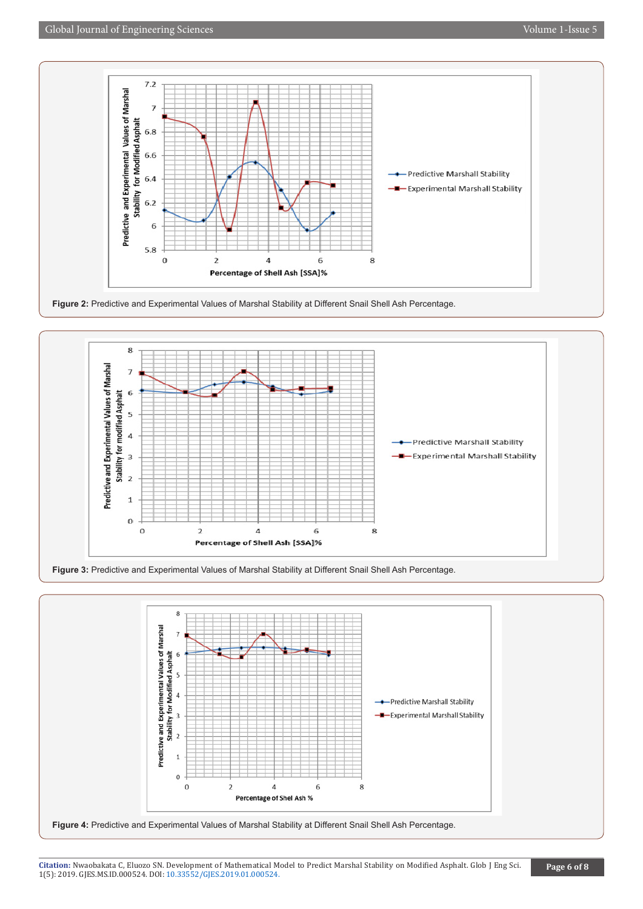Figure 2: Predictive and Experimental Values of Marshal Stability at Different Snail Shell Ash Percentage.

Figure 3: Predictive and Experimental Values of Marshal Stability at Different Snail Shell Ash Percentage.

Figure 4: Predictive and Experimental Values of Marshal Stability at Different Snail Shell Ash Percentage.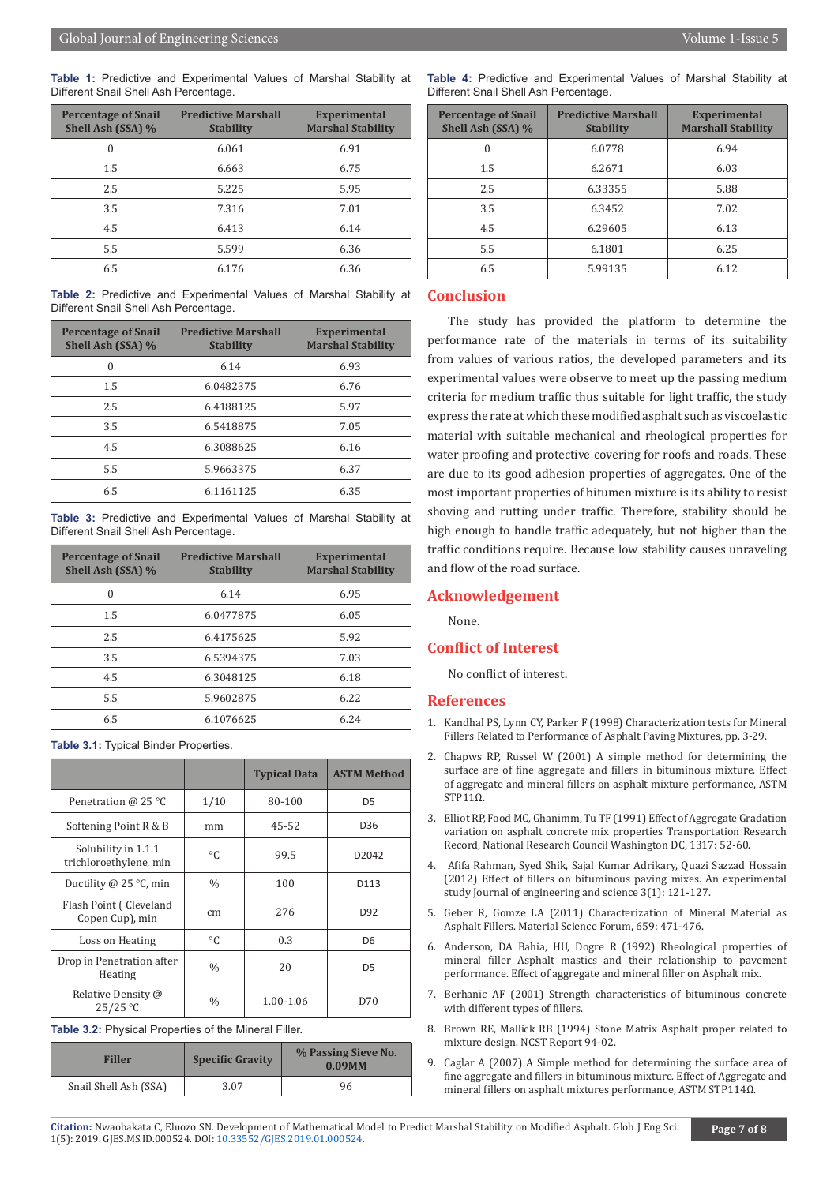**Table 1:** Predictive and Experimental Values of Marshal Stability at Different Snail Shell Ash Percentage.

| Percentage of Snail Shell Ash (SSA) % | Predictive Marshall Stability | Experimental Marshal Stability |
|---|---|---|
| 0 | 6.061 | 6.91 |
| 1.5 | 6.663 | 6.75 |
| 2.5 | 5.225 | 5.95 |
| 3.5 | 7.316 | 7.01 |
| 4.5 | 6.413 | 6.14 |
| 5.5 | 5.599 | 6.36 |
| 6.5 | 6.176 | 6.36 |

**Table 2:** Predictive and Experimental Values of Marshal Stability at Different Snail Shell Ash Percentage.

| Percentage of Snail Shell Ash (SSA) % | Predictive Marshall Stability | Experimental Marshal Stability |
|---|---|---|
| 0 | 6.14 | 6.93 |
| 1.5 | 6.0482375 | 6.76 |
| 2.5 | 6.4188125 | 5.97 |
| 3.5 | 6.5418875 | 7.05 |
| 4.5 | 6.3088625 | 6.16 |
| 5.5 | 5.9663375 | 6.37 |
| 6.5 | 6.1161125 | 6.35 |

**Table 3:** Predictive and Experimental Values of Marshal Stability at Different Snail Shell Ash Percentage.

| Percentage of Snail Shell Ash (SSA) % | Predictive Marshall Stability | Experimental Marshal Stability |
|---|---|---|
| 0 | 6.14 | 6.95 |
| 1.5 | 6.0477875 | 6.05 |
| 2.5 | 6.4175625 | 5.92 |
| 3.5 | 6.5394375 | 7.03 |
| 4.5 | 6.3048125 | 6.18 |
| 5.5 | 5.9602875 | 6.22 |
| 6.5 | 6.1076625 | 6.24 |

**Table 3.1:** Typical Binder Properties.

| | | Typical Data | ASTM Method |
|---|---|---|---|
| Penetration @ 25 °C | 1/10 | 80-100 | D5 |
| Softening Point R & B | mm | 45-52 | D36 |
| Solubility in 1.1.1 trichloroethylene, min | °C | 99.5 | D2042 |
| Ductility @ 25 °C, min | % | 100 | D113 |
| Flash Point ( Cleveland Copen Cup), min | cm | 276 | D92 |
| Loss on Heating | °C | 0.3 | D6 |
| Drop in Penetration after Heating | % | 20 | D5 |
| Relative Density @ 25/25 °C | % | 1.00-1.06 | D70 |

**Table 3.2:** Physical Properties of the Mineral Filler.

| Filler | Specific Gravity | % Passing Sieve No. 0.09MM |
|---|---|---|
| Snail Shell Ash (SSA) | 3.07 | 96 |

**Table 4:** Predictive and Experimental Values of Marshal Stability at Different Snail Shell Ash Percentage.

| Percentage of Snail Shell Ash (SSA) % | Predictive Marshall Stability | Experimental Marshall Stability |
|---|---|---|
| 0 | 6.0778 | 6.94 |
| 1.5 | 6.2671 | 6.03 |
| 2.5 | 6.33355 | 5.88 |
| 3.5 | 6.3452 | 7.02 |
| 4.5 | 6.29605 | 6.13 |
| 5.5 | 6.1801 | 6.25 |
| 6.5 | 5.99135 | 6.12 |

## Conclusion

The study has provided the platform to determine the performance rate of the materials in terms of its suitability from values of various ratios, the developed parameters and its experimental values were observe to meet up the passing medium criteria for medium traffic thus suitable for light traffic, the study express the rate at which these modified asphalt such as viscoelastic material with suitable mechanical and rheological properties for water proofing and protective covering for roofs and roads. These are due to its good adhesion properties of aggregates. One of the most important properties of bitumen mixture is its ability to resist shoving and rutting under traffic. Therefore, stability should be high enough to handle traffic adequately, but not higher than the traffic conditions require. Because low stability causes unraveling and flow of the road surface.

## Acknowledgement

None.

## Conflict of Interest

No conflict of interest.

## References

1. Kandhal PS, Lynn CY, Parker F (1998) Characterization tests for Mineral Fillers Related to Performance of Asphalt Paving Mixtures, pp. 3-29.
2. Chapws RP, Russel W (2001) A simple method for determining the surface are of fine aggregate and fillers in bituminous mixture. Effect of aggregate and mineral fillers on asphalt mixture performance, ASTM STP11Ω.
3. Elliot RP, Food MC, Ghanimm, Tu TF (1991) Effect of Aggregate Gradation variation on asphalt concrete mix properties Transportation Research Record, National Research Council Washington DC, 1317: 52-60.
4. Afifa Rahman, Syed Shik, Sajal Kumar Adrikary, Quazi Sazzad Hossain (2012) Effect of fillers on bituminous paving mixes. An experimental study Journal of engineering and science 3(1): 121-127.
5. Geber R, Gomze LA (2011) Characterization of Mineral Material as Asphalt Fillers. Material Science Forum, 659: 471-476.
6. Anderson, DA Bahia, HU, Dogre R (1992) Rheological properties of mineral filler Asphalt mastics and their relationship to pavement performance. Effect of aggregate and mineral filler on Asphalt mix.
7. Berhanic AF (2001) Strength characteristics of bituminous concrete with different types of fillers.
8. Brown RE, Mallick RB (1994) Stone Matrix Asphalt proper related to mixture design. NCST Report 94-02.
9. Caglar A (2007) A Simple method for determining the surface area of fine aggregate and fillers in bituminous mixture. Effect of Aggregate and mineral fillers on asphalt mixtures performance, ASTM STP114Ω.

**Citation:** Nwaobakata C, Eluozo SN. Development of Mathematical Model to Predict Marshal Stability on Modified Asphalt. Glob J Eng Sci. 1(5): 2019. GJES.MS.ID.000524. DOI: 10.33552/GJES.2019.01.000524.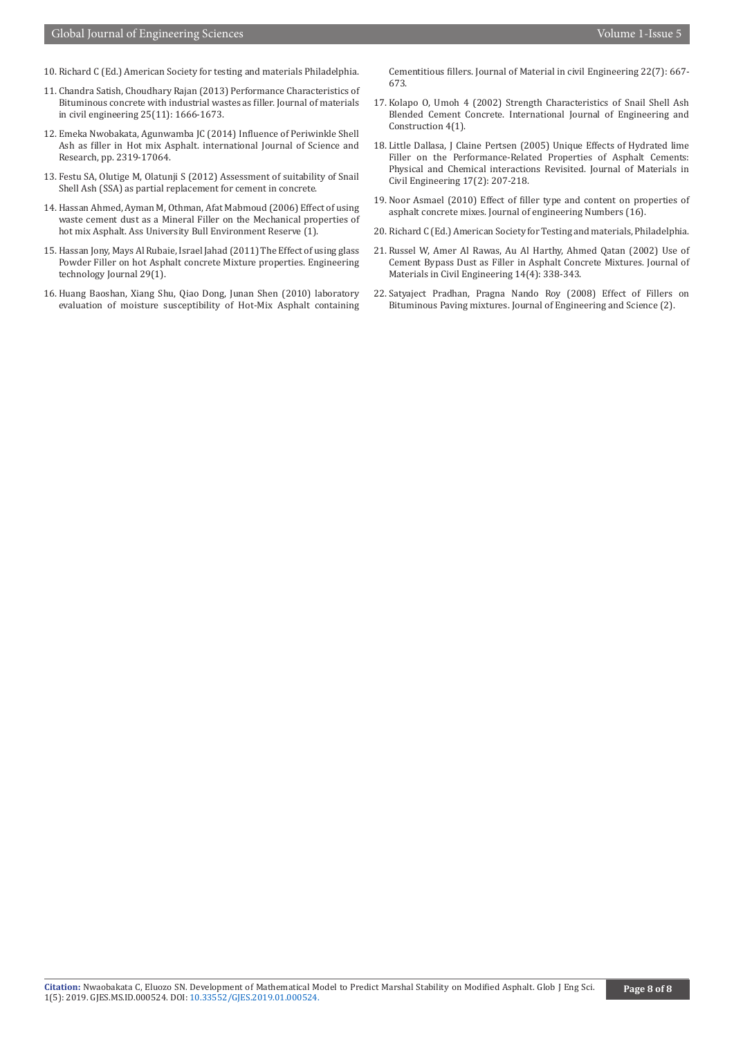10. Richard C (Ed.) American Society for testing and materials Philadelphia.
11. Chandra Satish, Choudhary Rajan (2013) Performance Characteristics of Bituminous concrete with industrial wastes as filler. Journal of materials in civil engineering 25(11): 1666-1673.
12. Emeka Nwobakata, Agunwamba JC (2014) Influence of Periwinkle Shell Ash as filler in Hot mix Asphalt. international Journal of Science and Research, pp. 2319-17064.
13. Festu SA, Olutige M, Olatunji S (2012) Assessment of suitability of Snail Shell Ash (SSA) as partial replacement for cement in concrete.
14. Hassan Ahmed, Ayman M, Othman, Afat Mabmoud (2006) Effect of using waste cement dust as a Mineral Filler on the Mechanical properties of hot mix Asphalt. Ass University Bull Environment Reserve (1).
15. Hassan Jony, Mays Al Rubaie, Israel Jahad (2011) The Effect of using glass Powder Filler on hot Asphalt concrete Mixture properties. Engineering technology Journal 29(1).
16. Huang Baoshan, Xiang Shu, Qiao Dong, Junan Shen (2010) laboratory evaluation of moisture susceptibility of Hot-Mix Asphalt containing Cementitious fillers. Journal of Material in civil Engineering 22(7): 667-673.
17. Kolapo O, Umoh 4 (2002) Strength Characteristics of Snail Shell Ash Blended Cement Concrete. International Journal of Engineering and Construction 4(1).
18. Little Dallasa, J Claine Pertsen (2005) Unique Effects of Hydrated lime Filler on the Performance-Related Properties of Asphalt Cements: Physical and Chemical interactions Revisited. Journal of Materials in Civil Engineering 17(2): 207-218.
19. Noor Asmael (2010) Effect of filler type and content on properties of asphalt concrete mixes. Journal of engineering Numbers (16).
20. Richard C (Ed.) American Society for Testing and materials, Philadelphia.
21. Russel W, Amer Al Rawas, Au Al Harthy, Ahmed Qatan (2002) Use of Cement Bypass Dust as Filler in Asphalt Concrete Mixtures. Journal of Materials in Civil Engineering 14(4): 338-343.
22. Satyaject Pradhan, Pragna Nando Roy (2008) Effect of Fillers on Bituminous Paving mixtures. Journal of Engineering and Science (2).